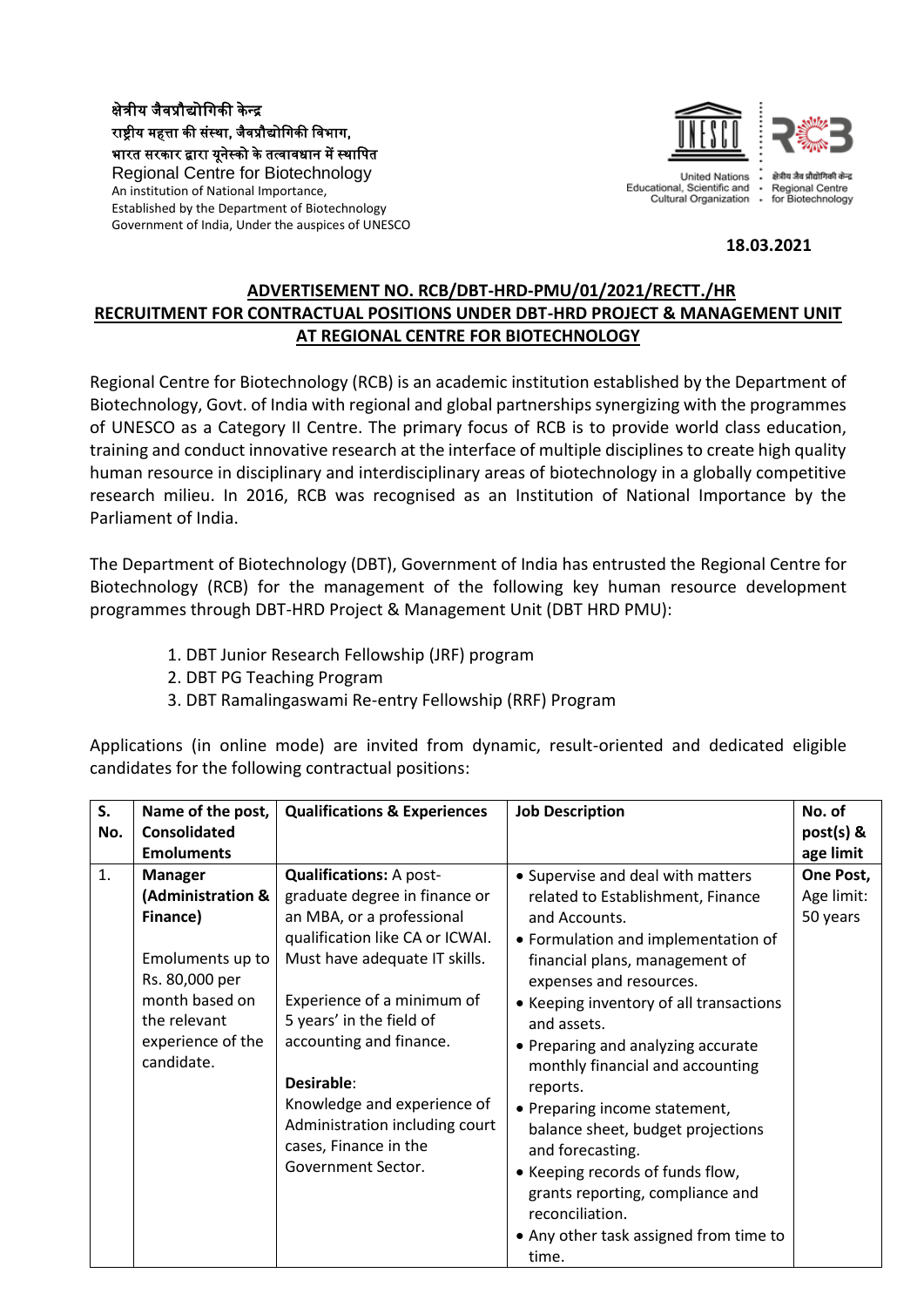क्षेत्रीय जैवप्रौद्योगिकी केन्द्र
राष्ट्रीय महत्ता की संस्था, जैवप्रौद्योगिकी विभाग,
भारत सरकार द्वारा यूनेस्को के तत्वावधान में स्थापित
Regional Centre for Biotechnology
An institution of National Importance,
Established by the Department of Biotechnology
Government of India, Under the auspices of UNESCO

United Nations Educational, Scientific and Cultural Organization · क्षेत्रीय जैव प्रौद्योगिकी केन्द्र Regional Centre for Biotechnology

**18.03.2021**

## ADVERTISEMENT NO. RCB/DBT-HRD-PMU/01/2021/RECTT./HR
## RECRUITMENT FOR CONTRACTUAL POSITIONS UNDER DBT-HRD PROJECT & MANAGEMENT UNIT AT REGIONAL CENTRE FOR BIOTECHNOLOGY

Regional Centre for Biotechnology (RCB) is an academic institution established by the Department of Biotechnology, Govt. of India with regional and global partnerships synergizing with the programmes of UNESCO as a Category II Centre. The primary focus of RCB is to provide world class education, training and conduct innovative research at the interface of multiple disciplines to create high quality human resource in disciplinary and interdisciplinary areas of biotechnology in a globally competitive research milieu. In 2016, RCB was recognised as an Institution of National Importance by the Parliament of India.

The Department of Biotechnology (DBT), Government of India has entrusted the Regional Centre for Biotechnology (RCB) for the management of the following key human resource development programmes through DBT-HRD Project & Management Unit (DBT HRD PMU):

1. DBT Junior Research Fellowship (JRF) program
2. DBT PG Teaching Program
3. DBT Ramalingaswami Re-entry Fellowship (RRF) Program

Applications (in online mode) are invited from dynamic, result-oriented and dedicated eligible candidates for the following contractual positions:

| S. No. | Name of the post, Consolidated Emoluments | Qualifications & Experiences | Job Description | No. of post(s) & age limit |
|---|---|---|---|---|
| 1. | **Manager (Administration & Finance)**<br><br>Emoluments up to Rs. 80,000 per month based on the relevant experience of the candidate. | **Qualifications:** A post-graduate degree in finance or an MBA, or a professional qualification like CA or ICWAI. Must have adequate IT skills.<br><br>Experience of a minimum of 5 years' in the field of accounting and finance.<br><br>**Desirable**:<br>Knowledge and experience of Administration including court cases, Finance in the Government Sector. | • Supervise and deal with matters related to Establishment, Finance and Accounts.<br>• Formulation and implementation of financial plans, management of expenses and resources.<br>• Keeping inventory of all transactions and assets.<br>• Preparing and analyzing accurate monthly financial and accounting reports.<br>• Preparing income statement, balance sheet, budget projections and forecasting.<br>• Keeping records of funds flow, grants reporting, compliance and reconciliation.<br>• Any other task assigned from time to time. | **One Post,** Age limit: 50 years |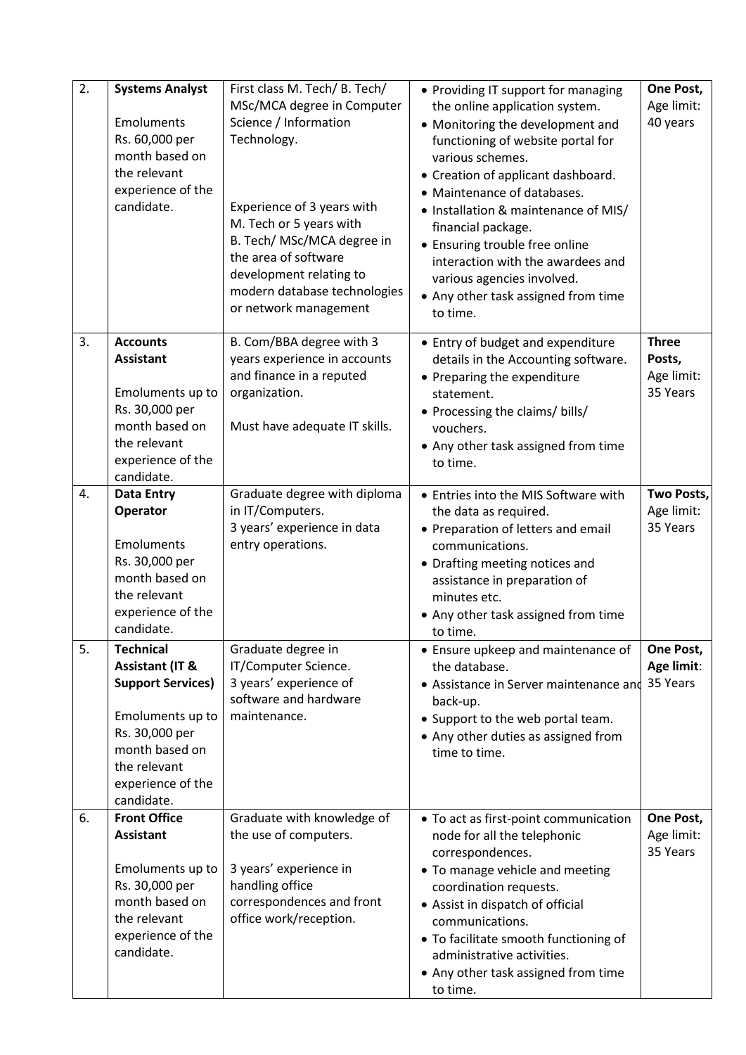| 2. | **Systems Analyst**<br><br>Emoluments Rs. 60,000 per month based on the relevant experience of the candidate. | First class M. Tech/ B. Tech/ MSc/MCA degree in Computer Science / Information Technology.<br><br>Experience of 3 years with M. Tech or 5 years with B. Tech/ MSc/MCA degree in the area of software development relating to modern database technologies or network management | • Providing IT support for managing the online application system.<br>• Monitoring the development and functioning of website portal for various schemes.<br>• Creation of applicant dashboard.<br>• Maintenance of databases.<br>• Installation & maintenance of MIS/ financial package.<br>• Ensuring trouble free online interaction with the awardees and various agencies involved.<br>• Any other task assigned from time to time. | **One Post,** Age limit: 40 years |
|---|---|---|---|---|
| 3. | **Accounts Assistant**<br><br>Emoluments up to Rs. 30,000 per month based on the relevant experience of the candidate. | B. Com/BBA degree with 3 years experience in accounts and finance in a reputed organization.<br><br>Must have adequate IT skills. | • Entry of budget and expenditure details in the Accounting software.<br>• Preparing the expenditure statement.<br>• Processing the claims/ bills/ vouchers.<br>• Any other task assigned from time to time. | **Three Posts,** Age limit: 35 Years |
| 4. | **Data Entry Operator**<br><br>Emoluments Rs. 30,000 per month based on the relevant experience of the candidate. | Graduate degree with diploma in IT/Computers.<br>3 years' experience in data entry operations. | • Entries into the MIS Software with the data as required.<br>• Preparation of letters and email communications.<br>• Drafting meeting notices and assistance in preparation of minutes etc.<br>• Any other task assigned from time to time. | **Two Posts,** Age limit: 35 Years |
| 5. | **Technical Assistant (IT & Support Services)**<br><br>Emoluments up to Rs. 30,000 per month based on the relevant experience of the candidate. | Graduate degree in IT/Computer Science.<br>3 years' experience of software and hardware maintenance. | • Ensure upkeep and maintenance of the database.<br>• Assistance in Server maintenance and back-up.<br>• Support to the web portal team.<br>• Any other duties as assigned from time to time. | **One Post, Age limit**: 35 Years |
| 6. | **Front Office Assistant**<br><br>Emoluments up to Rs. 30,000 per month based on the relevant experience of the candidate. | Graduate with knowledge of the use of computers.<br><br>3 years' experience in handling office correspondences and front office work/reception. | • To act as first-point communication node for all the telephonic correspondences.<br>• To manage vehicle and meeting coordination requests.<br>• Assist in dispatch of official communications.<br>• To facilitate smooth functioning of administrative activities.<br>• Any other task assigned from time to time. | **One Post,** Age limit: 35 Years |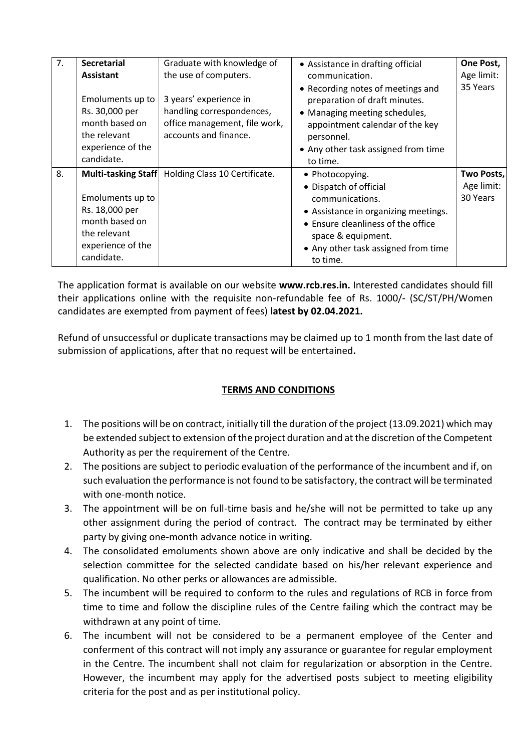| 7. | **Secretarial Assistant**<br><br>Emoluments up to Rs. 30,000 per month based on the relevant experience of the candidate. | Graduate with knowledge of the use of computers.<br><br>3 years' experience in handling correspondences, office management, file work, accounts and finance. | • Assistance in drafting official communication.<br>• Recording notes of meetings and preparation of draft minutes.<br>• Managing meeting schedules, appointment calendar of the key personnel.<br>• Any other task assigned from time to time. | **One Post,** Age limit: 35 Years |
|---|---|---|---|---|
| 8. | **Multi-tasking Staff**<br><br>Emoluments up to Rs. 18,000 per month based on the relevant experience of the candidate. | Holding Class 10 Certificate. | • Photocopying.<br>• Dispatch of official communications.<br>• Assistance in organizing meetings.<br>• Ensure cleanliness of the office space & equipment.<br>• Any other task assigned from time to time. | **Two Posts,** Age limit: 30 Years |

The application format is available on our website **www.rcb.res.in.** Interested candidates should fill their applications online with the requisite non-refundable fee of Rs. 1000/- (SC/ST/PH/Women candidates are exempted from payment of fees) **latest by 02.04.2021.**

Refund of unsuccessful or duplicate transactions may be claimed up to 1 month from the last date of submission of applications, after that no request will be entertained**.**

## TERMS AND CONDITIONS

1. The positions will be on contract, initially till the duration of the project (13.09.2021) which may be extended subject to extension of the project duration and at the discretion of the Competent Authority as per the requirement of the Centre.
2. The positions are subject to periodic evaluation of the performance of the incumbent and if, on such evaluation the performance is not found to be satisfactory, the contract will be terminated with one-month notice.
3. The appointment will be on full-time basis and he/she will not be permitted to take up any other assignment during the period of contract. The contract may be terminated by either party by giving one-month advance notice in writing.
4. The consolidated emoluments shown above are only indicative and shall be decided by the selection committee for the selected candidate based on his/her relevant experience and qualification. No other perks or allowances are admissible.
5. The incumbent will be required to conform to the rules and regulations of RCB in force from time to time and follow the discipline rules of the Centre failing which the contract may be withdrawn at any point of time.
6. The incumbent will not be considered to be a permanent employee of the Center and conferment of this contract will not imply any assurance or guarantee for regular employment in the Centre. The incumbent shall not claim for regularization or absorption in the Centre. However, the incumbent may apply for the advertised posts subject to meeting eligibility criteria for the post and as per institutional policy.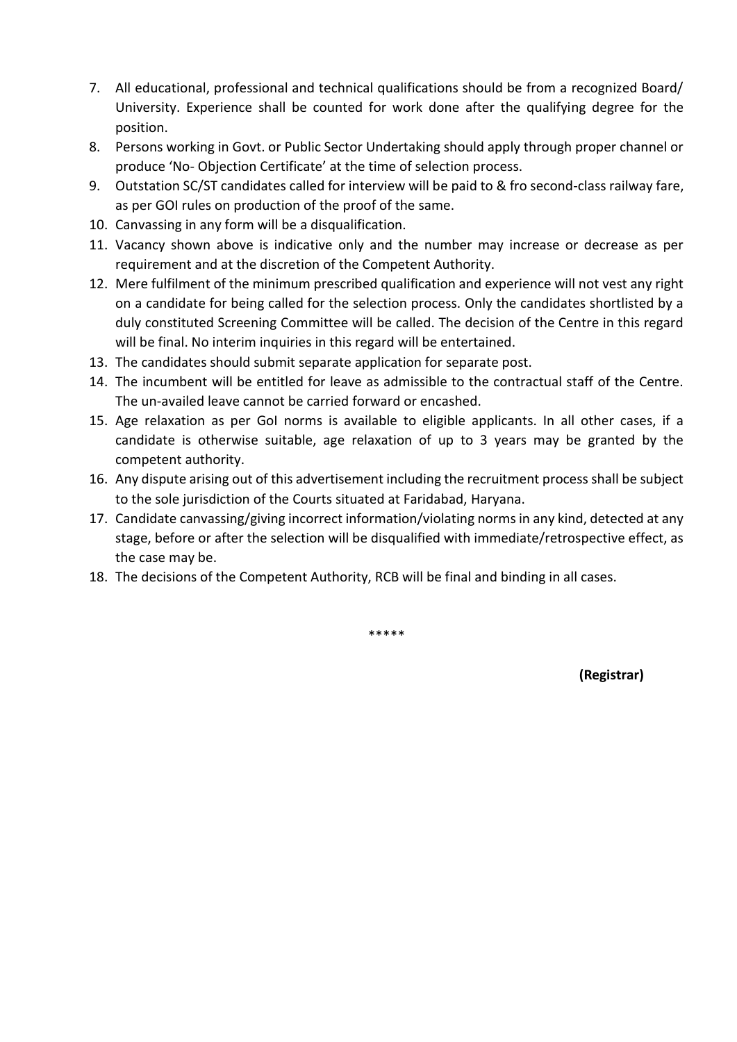7. All educational, professional and technical qualifications should be from a recognized Board/ University. Experience shall be counted for work done after the qualifying degree for the position.
8. Persons working in Govt. or Public Sector Undertaking should apply through proper channel or produce 'No- Objection Certificate' at the time of selection process.
9. Outstation SC/ST candidates called for interview will be paid to & fro second-class railway fare, as per GOI rules on production of the proof of the same.
10. Canvassing in any form will be a disqualification.
11. Vacancy shown above is indicative only and the number may increase or decrease as per requirement and at the discretion of the Competent Authority.
12. Mere fulfilment of the minimum prescribed qualification and experience will not vest any right on a candidate for being called for the selection process. Only the candidates shortlisted by a duly constituted Screening Committee will be called. The decision of the Centre in this regard will be final. No interim inquiries in this regard will be entertained.
13. The candidates should submit separate application for separate post.
14. The incumbent will be entitled for leave as admissible to the contractual staff of the Centre. The un-availed leave cannot be carried forward or encashed.
15. Age relaxation as per GoI norms is available to eligible applicants. In all other cases, if a candidate is otherwise suitable, age relaxation of up to 3 years may be granted by the competent authority.
16. Any dispute arising out of this advertisement including the recruitment process shall be subject to the sole jurisdiction of the Courts situated at Faridabad, Haryana.
17. Candidate canvassing/giving incorrect information/violating norms in any kind, detected at any stage, before or after the selection will be disqualified with immediate/retrospective effect, as the case may be.
18. The decisions of the Competent Authority, RCB will be final and binding in all cases.

*****

**(Registrar)**